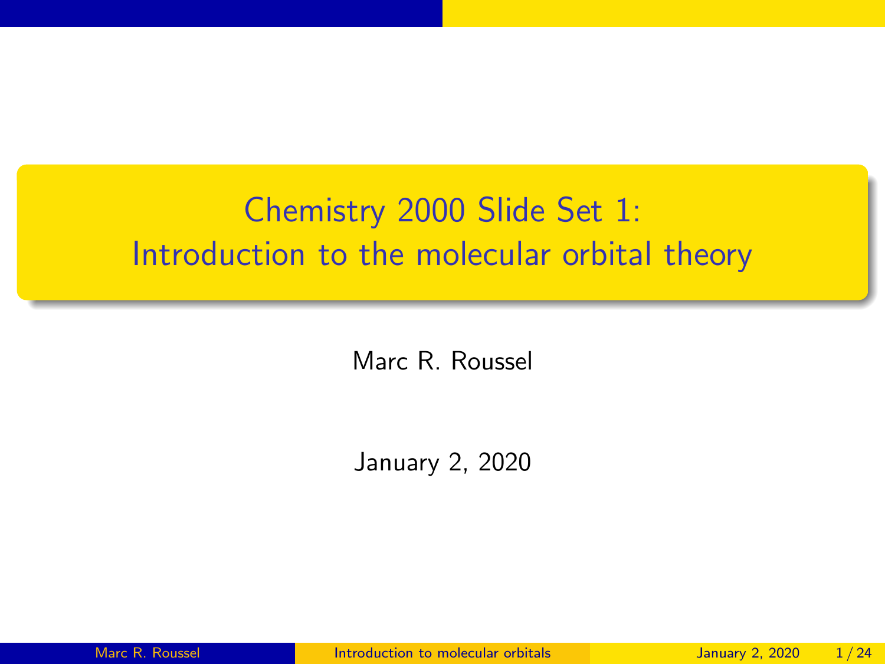# Chemistry 2000 Slide Set 1: Introduction to the molecular orbital theory

Marc R. Roussel

January 2, 2020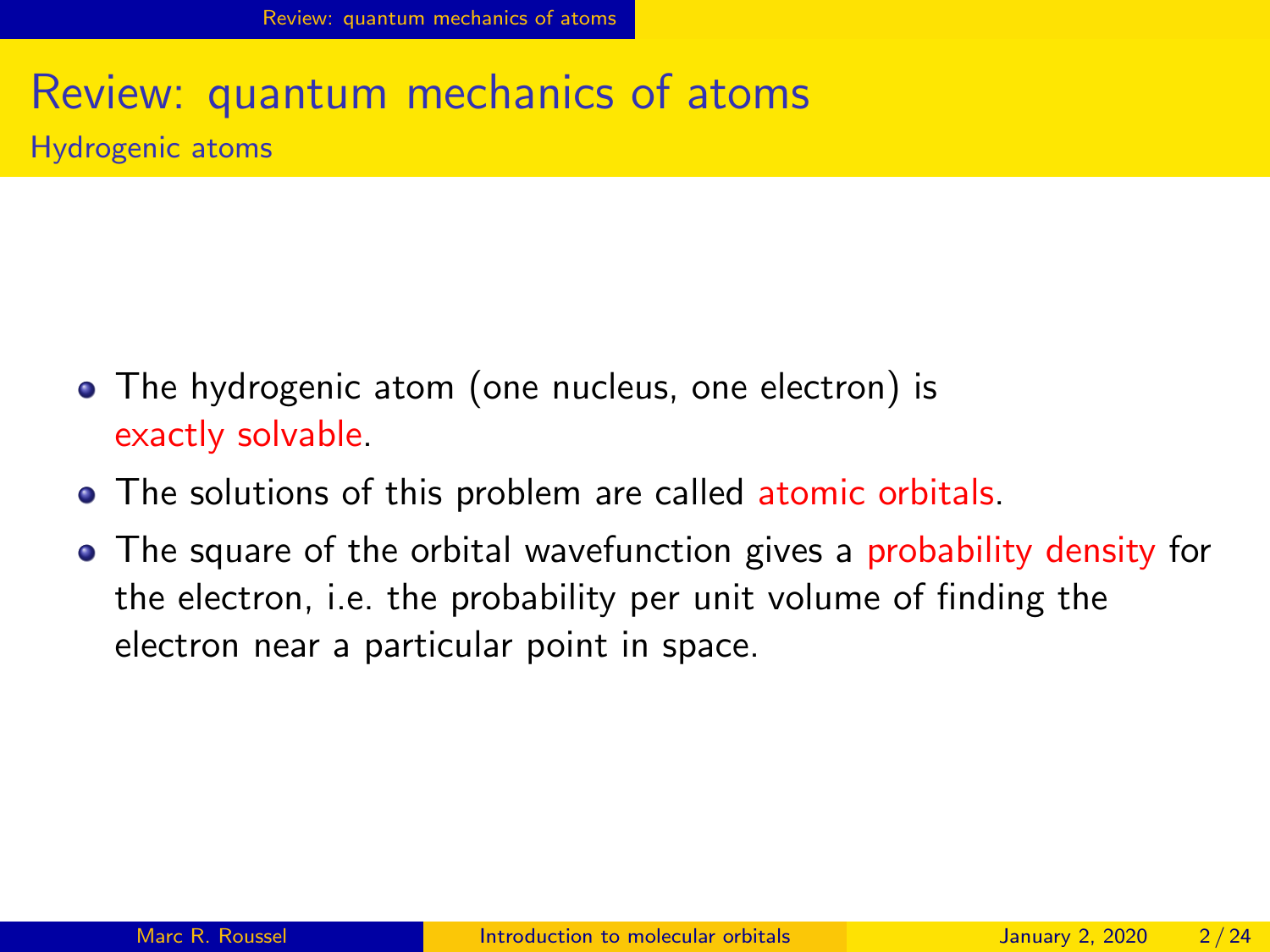# Review: quantum mechanics of atoms

## Hydrogenic atoms

- The hydrogenic atom (one nucleus, one electron) is exactly solvable.
- The solutions of this problem are called atomic orbitals.
- The square of the orbital wavefunction gives a probability density for the electron, i.e. the probability per unit volume of finding the electron near a particular point in space.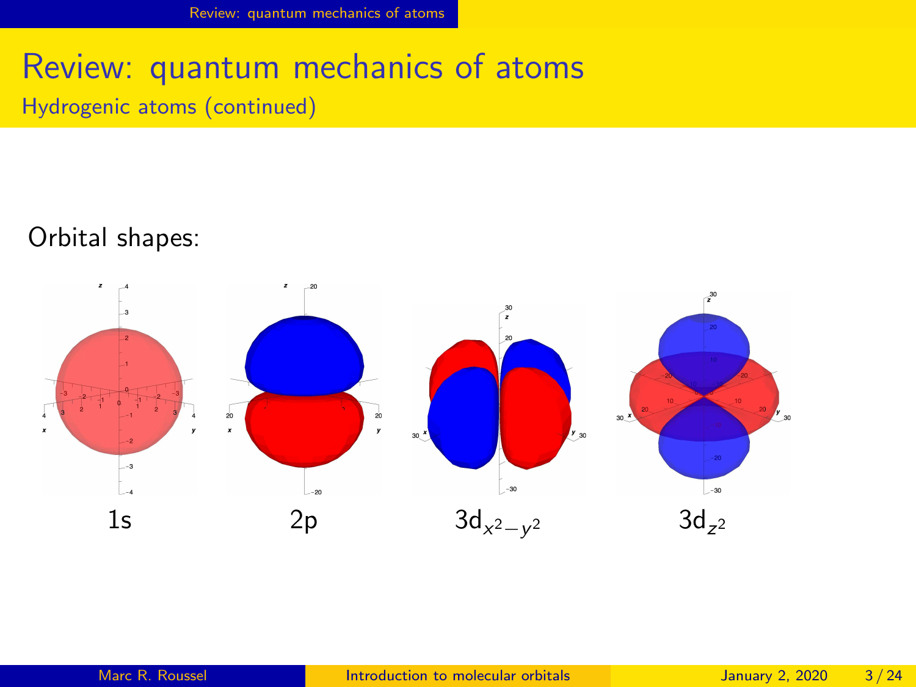# Review: quantum mechanics of atoms

## Hydrogenic atoms (continued)

Orbital shapes:

1s

2p

$3d_{x^2-y^2}$

$3d_{z^2}$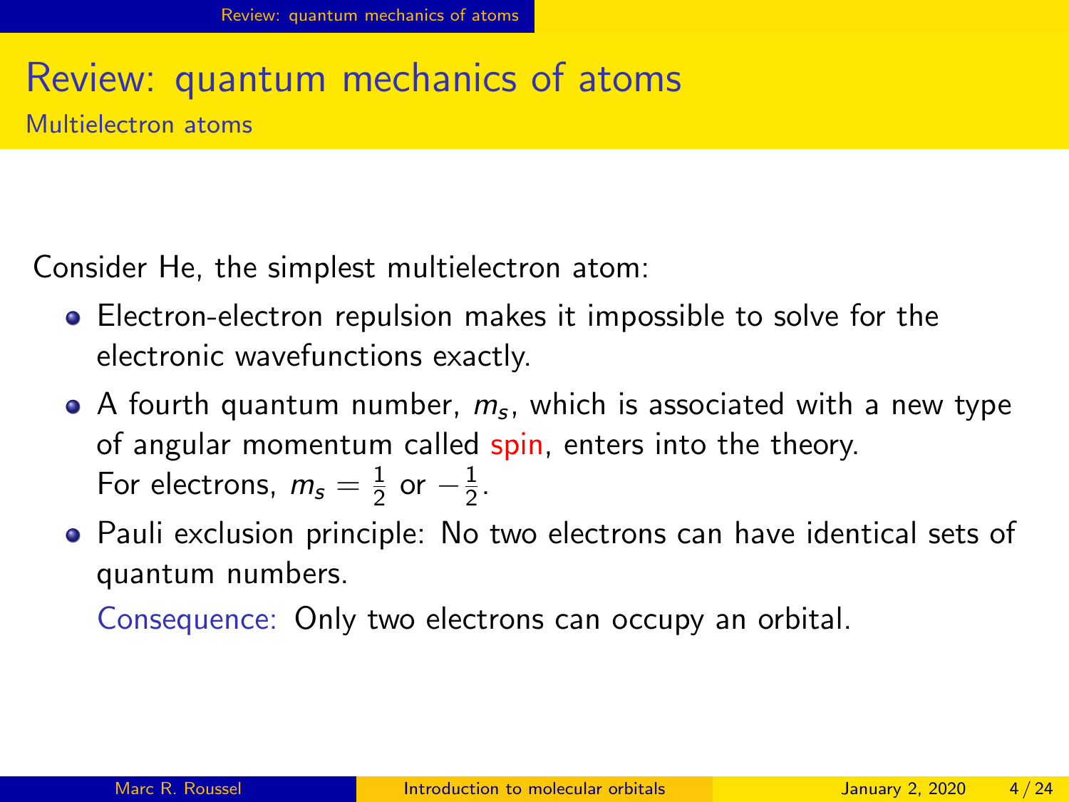# Review: quantum mechanics of atoms

## Multielectron atoms

Consider He, the simplest multielectron atom:

- Electron-electron repulsion makes it impossible to solve for the electronic wavefunctions exactly.
- A fourth quantum number, $m_s$, which is associated with a new type of angular momentum called spin, enters into the theory.
  For electrons, $m_s = \frac{1}{2}$ or $-\frac{1}{2}$.
- Pauli exclusion principle: No two electrons can have identical sets of quantum numbers.

  Consequence: Only two electrons can occupy an orbital.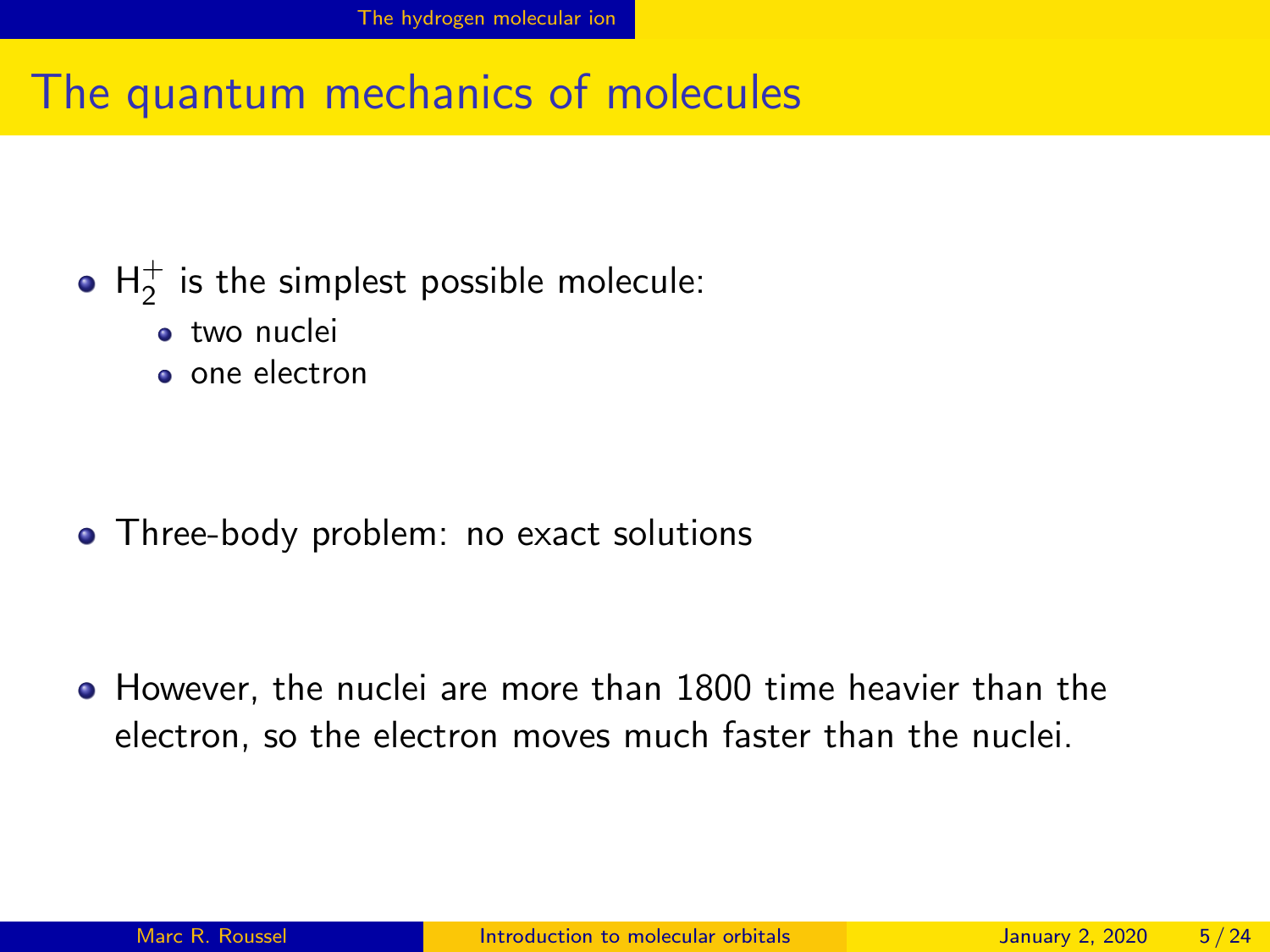## The quantum mechanics of molecules

- $H_2^+$ is the simplest possible molecule:
  - two nuclei
  - one electron

- Three-body problem: no exact solutions

- However, the nuclei are more than 1800 time heavier than the electron, so the electron moves much faster than the nuclei.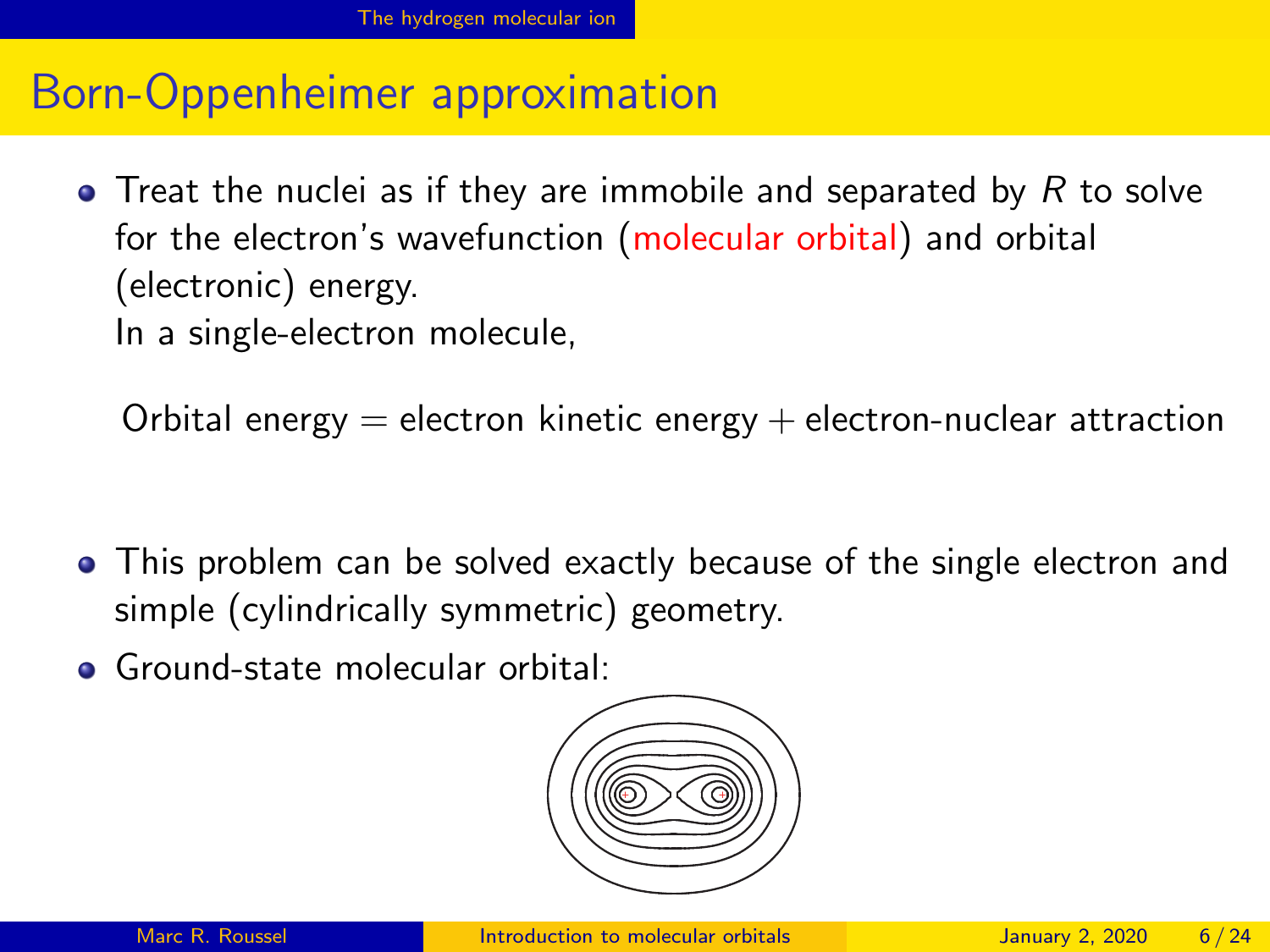## Born-Oppenheimer approximation

- Treat the nuclei as if they are immobile and separated by $R$ to solve for the electron's wavefunction (molecular orbital) and orbital (electronic) energy.
  In a single-electron molecule,

  Orbital energy = electron kinetic energy + electron-nuclear attraction

- This problem can be solved exactly because of the single electron and simple (cylindrically symmetric) geometry.
- Ground-state molecular orbital: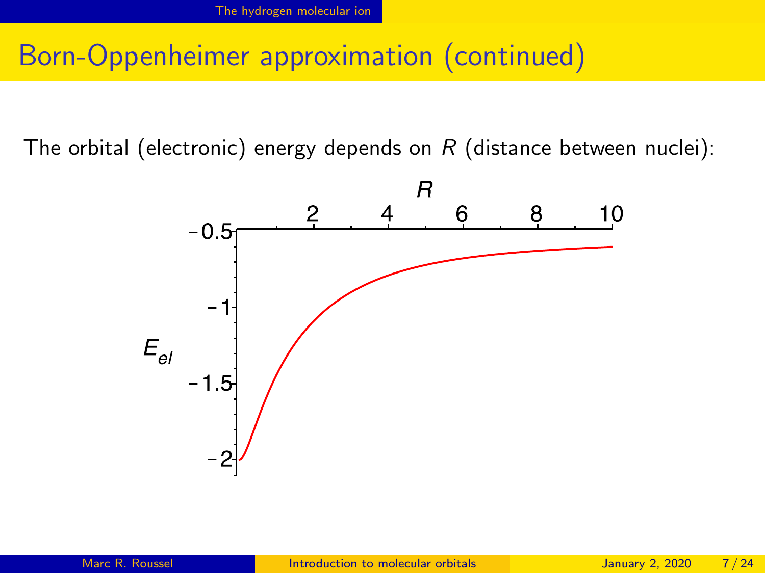# Born-Oppenheimer approximation (continued)

The orbital (electronic) energy depends on $R$ (distance between nuclei):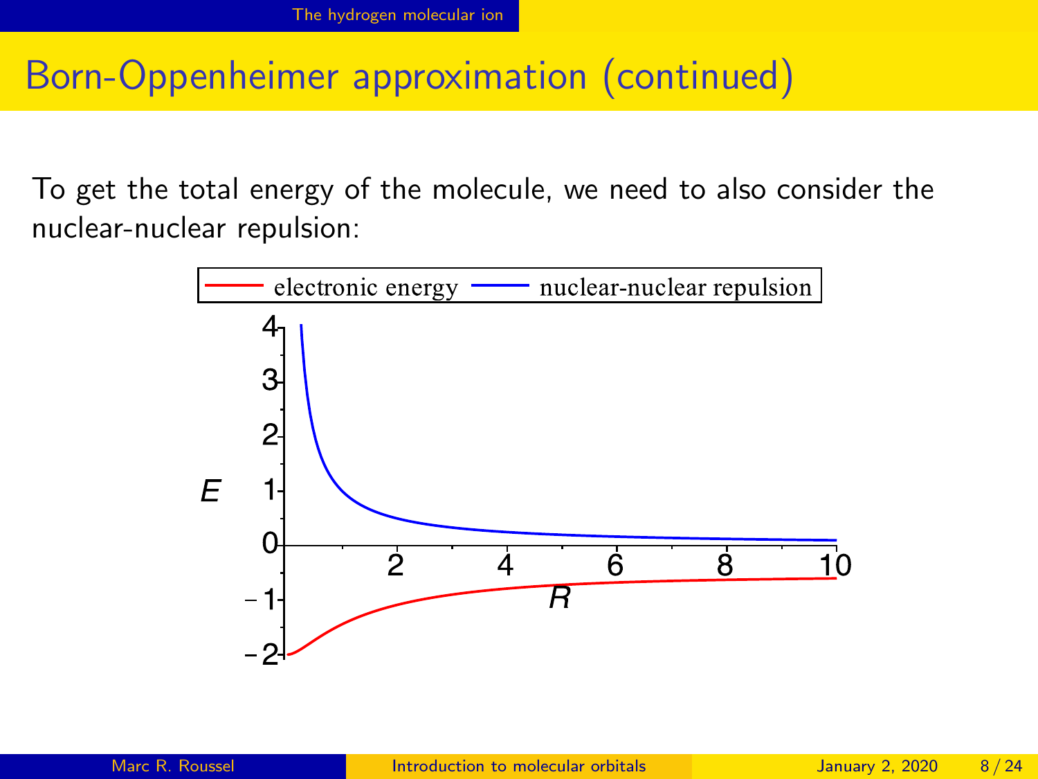# Born-Oppenheimer approximation (continued)

To get the total energy of the molecule, we need to also consider the nuclear-nuclear repulsion: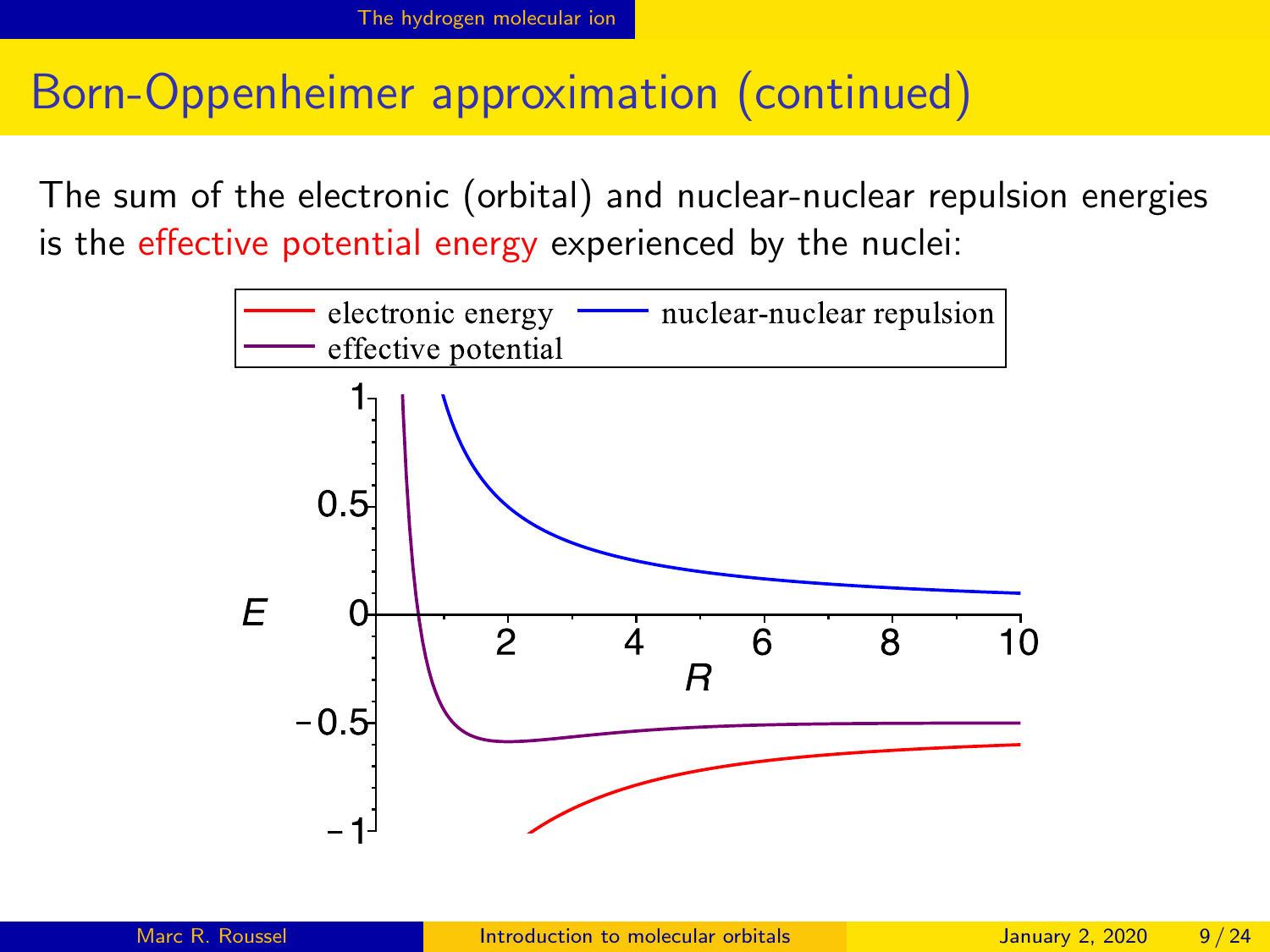# Born-Oppenheimer approximation (continued)

The sum of the electronic (orbital) and nuclear-nuclear repulsion energies is the effective potential energy experienced by the nuclei: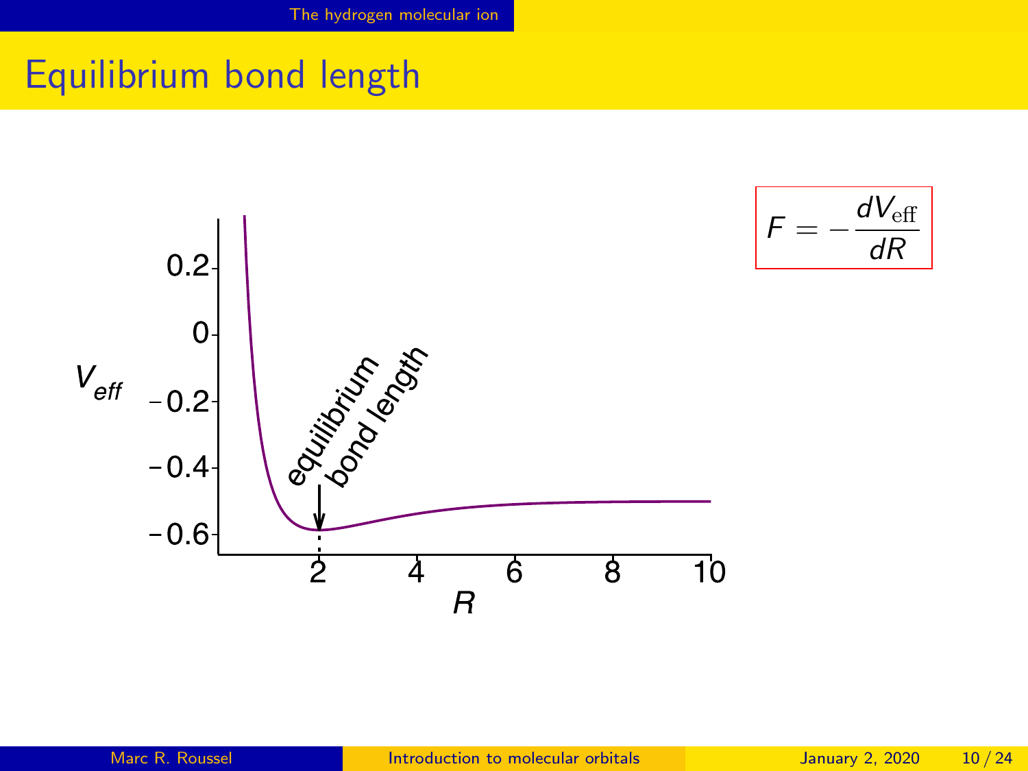# Equilibrium bond length

$$F = -\frac{dV_{\text{eff}}}{dR}$$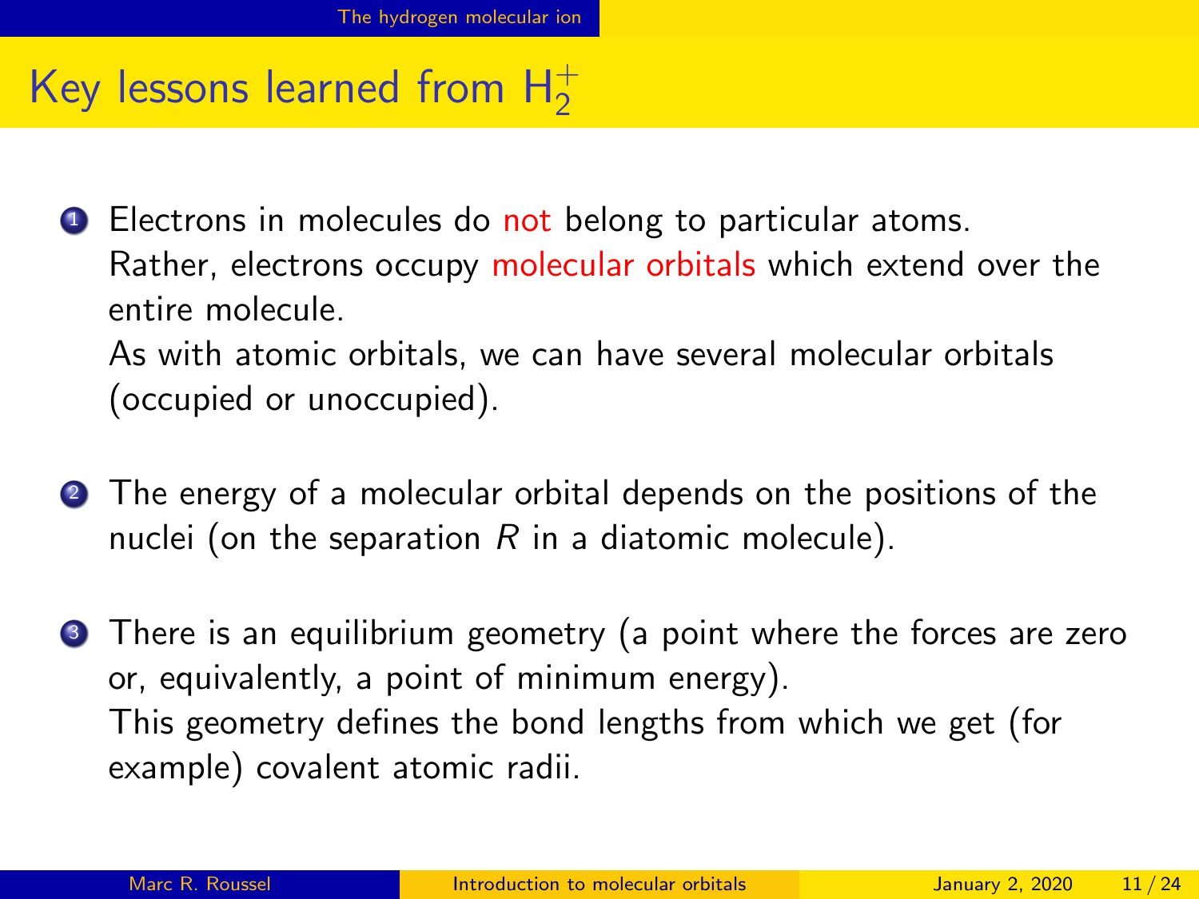# Key lessons learned from $H_2^+$

1. Electrons in molecules do not belong to particular atoms.
   Rather, electrons occupy molecular orbitals which extend over the entire molecule.
   As with atomic orbitals, we can have several molecular orbitals (occupied or unoccupied).

2. The energy of a molecular orbital depends on the positions of the nuclei (on the separation $R$ in a diatomic molecule).

3. There is an equilibrium geometry (a point where the forces are zero or, equivalently, a point of minimum energy).
   This geometry defines the bond lengths from which we get (for example) covalent atomic radii.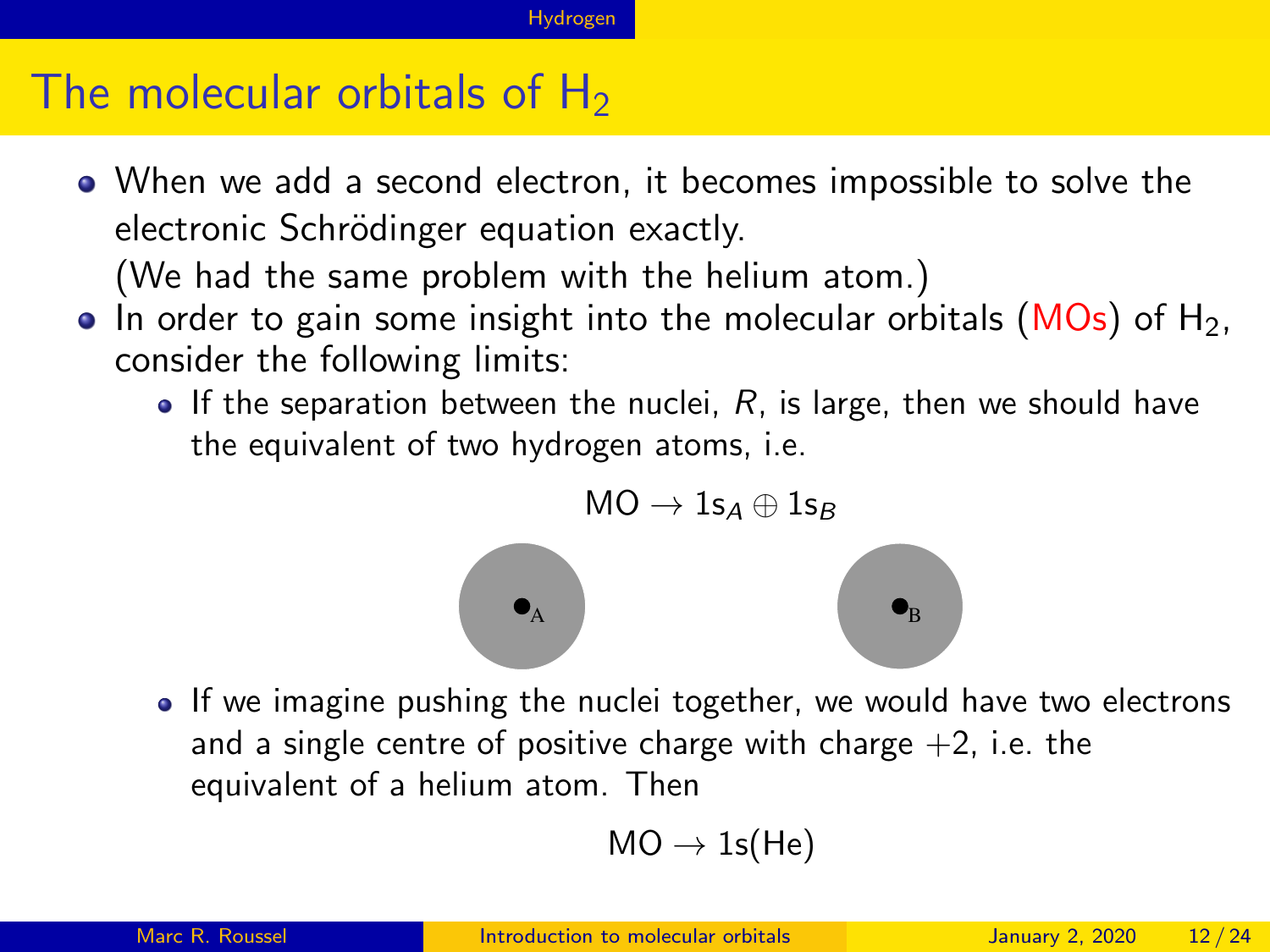# The molecular orbitals of $H_2$

- When we add a second electron, it becomes impossible to solve the electronic Schrödinger equation exactly.
  (We had the same problem with the helium atom.)
- In order to gain some insight into the molecular orbitals (MOs) of $H_2$, consider the following limits:
  - If the separation between the nuclei, $R$, is large, then we should have the equivalent of two hydrogen atoms, i.e.

$$\text{MO} \to 1\text{s}_A \oplus 1\text{s}_B$$

  - If we imagine pushing the nuclei together, we would have two electrons and a single centre of positive charge with charge $+2$, i.e. the equivalent of a helium atom. Then

$$\text{MO} \to 1\text{s(He)}$$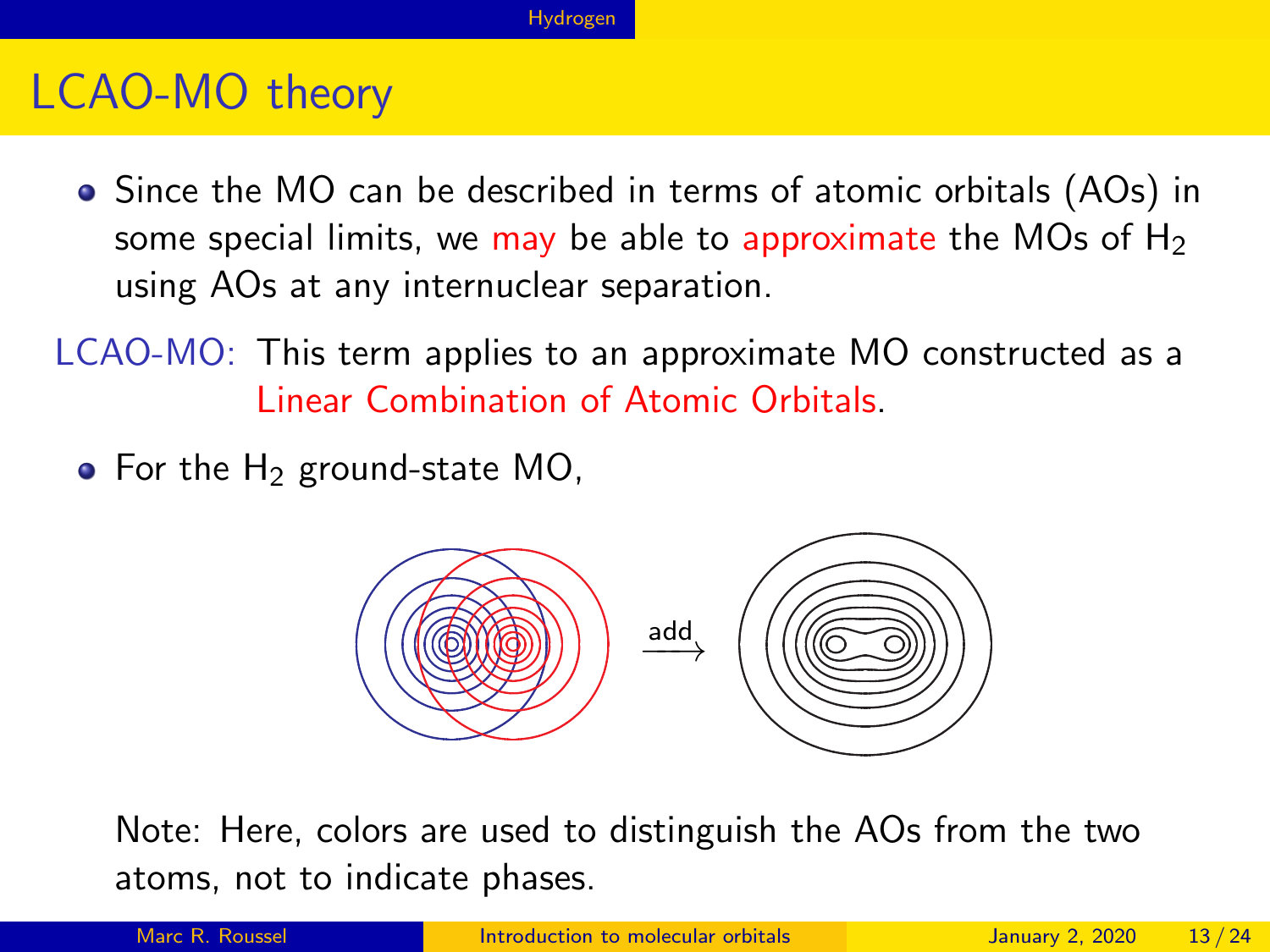# LCAO-MO theory

- Since the MO can be described in terms of atomic orbitals (AOs) in some special limits, we may be able to approximate the MOs of $H_2$ using AOs at any internuclear separation.

LCAO-MO: This term applies to an approximate MO constructed as a Linear Combination of Atomic Orbitals.

- For the $H_2$ ground-state MO,

add $\longrightarrow$

Note: Here, colors are used to distinguish the AOs from the two atoms, not to indicate phases.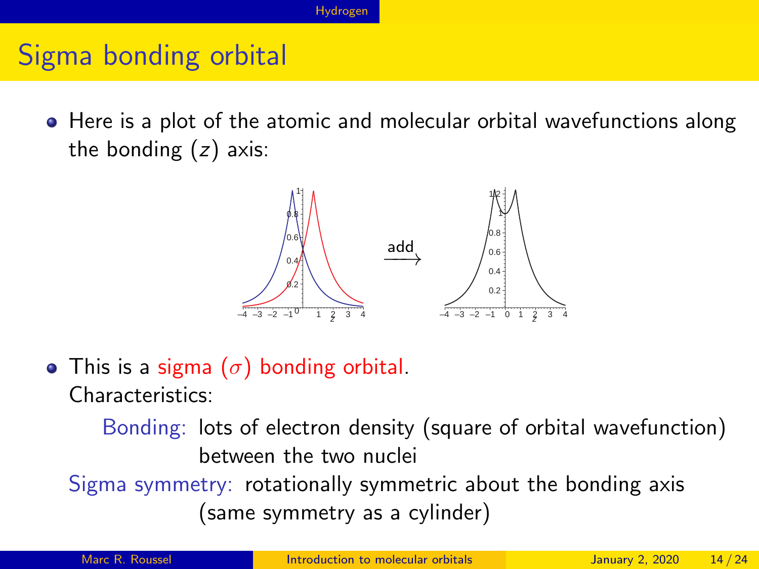# Sigma bonding orbital

- Here is a plot of the atomic and molecular orbital wavefunctions along the bonding ($z$) axis:

- This is a sigma ($\sigma$) bonding orbital.
  Characteristics:

  **Bonding:** lots of electron density (square of orbital wavefunction) between the two nuclei

  **Sigma symmetry:** rotationally symmetric about the bonding axis (same symmetry as a cylinder)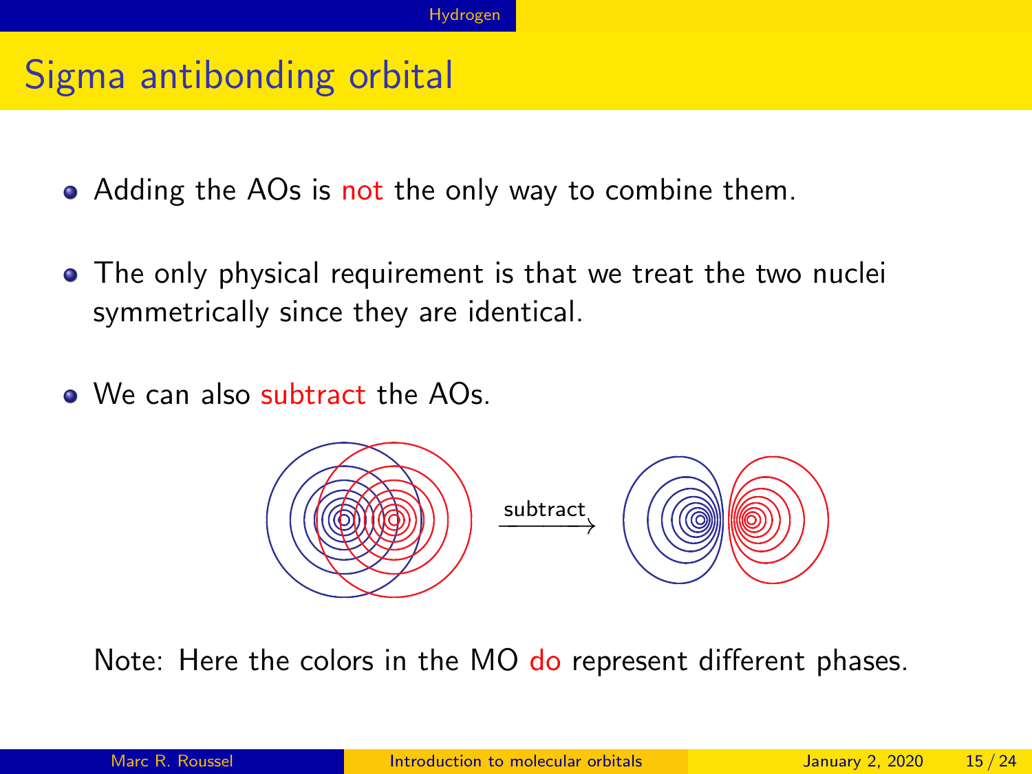# Sigma antibonding orbital

- Adding the AOs is not the only way to combine them.
- The only physical requirement is that we treat the two nuclei symmetrically since they are identical.
- We can also subtract the AOs.

subtract

Note: Here the colors in the MO do represent different phases.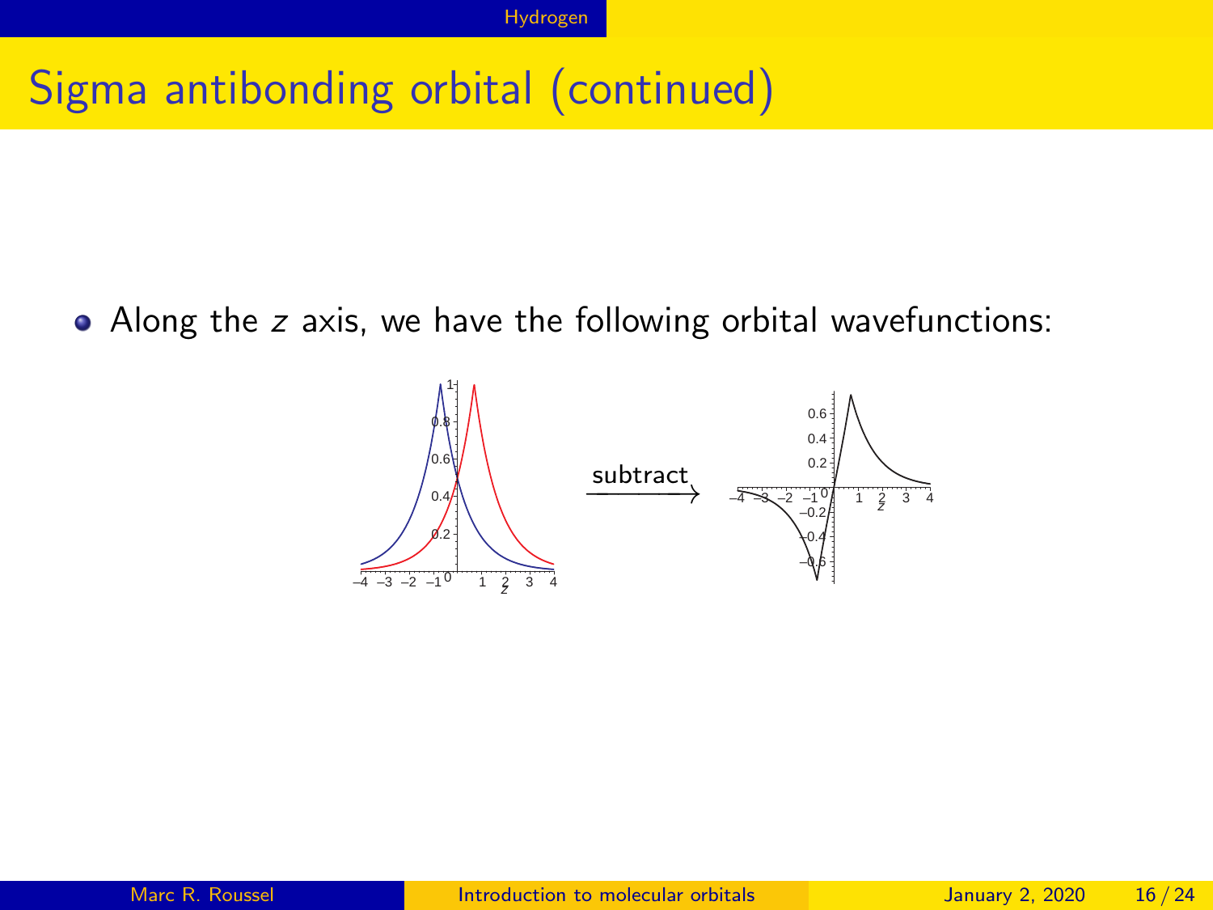# Sigma antibonding orbital (continued)

- Along the $z$ axis, we have the following orbital wavefunctions:

subtract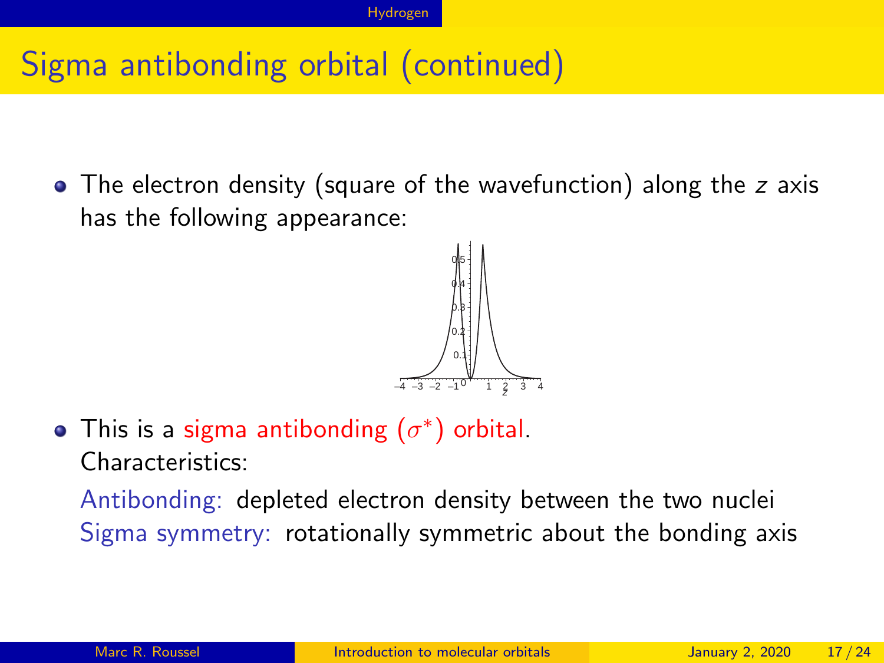# Sigma antibonding orbital (continued)

- The electron density (square of the wavefunction) along the $z$ axis has the following appearance:

- This is a sigma antibonding ($\sigma^*$) orbital.
  Characteristics:

  Antibonding: depleted electron density between the two nuclei
  Sigma symmetry: rotationally symmetric about the bonding axis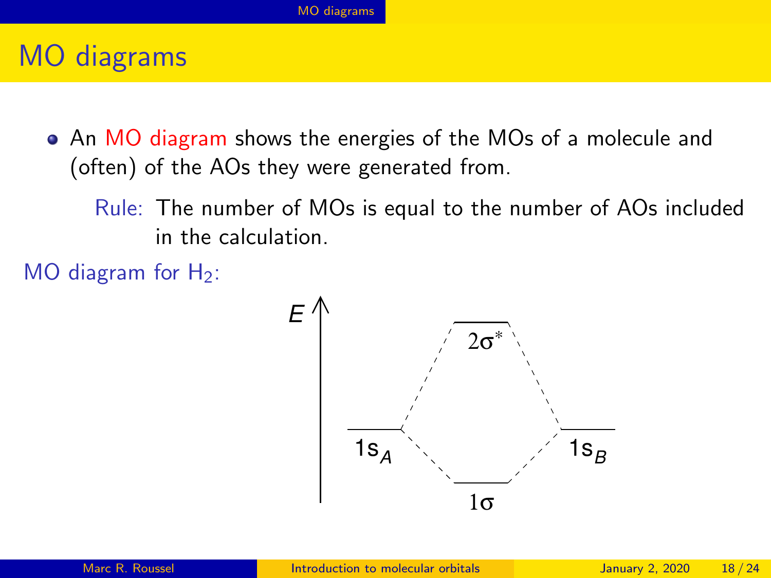# MO diagrams

- An MO diagram shows the energies of the MOs of a molecule and (often) of the AOs they were generated from.

  Rule: The number of MOs is equal to the number of AOs included in the calculation.

MO diagram for $H_2$:

$E$

$2\sigma^*$

$1s_A$ $1s_B$

$1\sigma$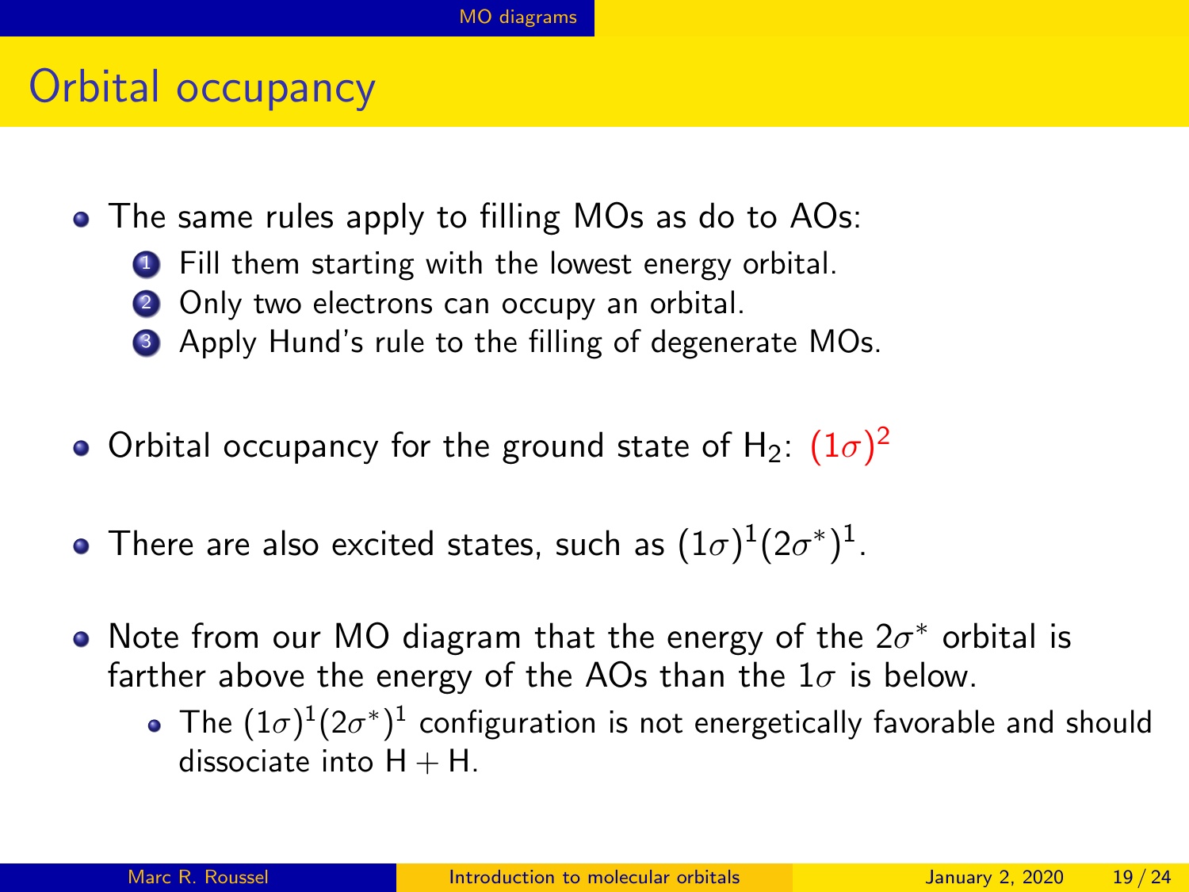# Orbital occupancy

- The same rules apply to filling MOs as do to AOs:
  1. Fill them starting with the lowest energy orbital.
  2. Only two electrons can occupy an orbital.
  3. Apply Hund's rule to the filling of degenerate MOs.

- Orbital occupancy for the ground state of $H_2$: $(1\sigma)^2$

- There are also excited states, such as $(1\sigma)^1(2\sigma^*)^1$.

- Note from our MO diagram that the energy of the $2\sigma^*$ orbital is farther above the energy of the AOs than the $1\sigma$ is below.
  - The $(1\sigma)^1(2\sigma^*)^1$ configuration is not energetically favorable and should dissociate into H + H.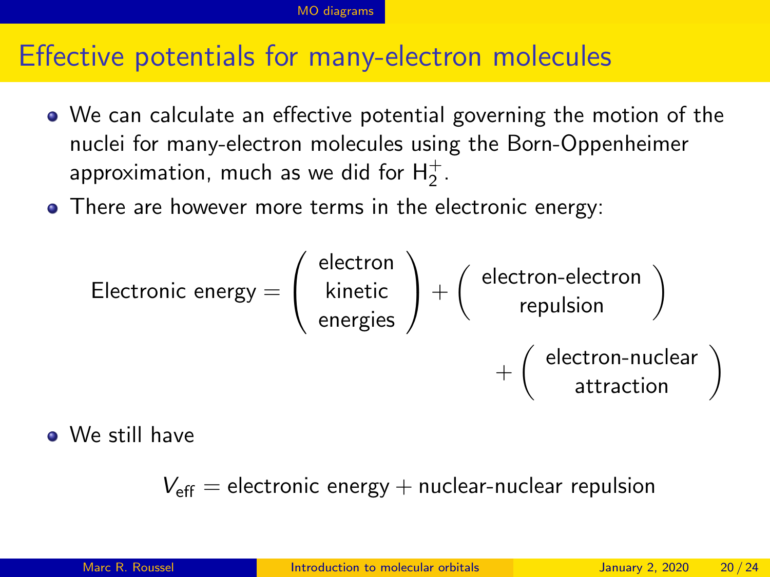# Effective potentials for many-electron molecules

- We can calculate an effective potential governing the motion of the nuclei for many-electron molecules using the Born-Oppenheimer approximation, much as we did for $H_2^+$.
- There are however more terms in the electronic energy:

$$\text{Electronic energy} = \begin{pmatrix} \text{electron} \\ \text{kinetic} \\ \text{energies} \end{pmatrix} + \begin{pmatrix} \text{electron-electron} \\ \text{repulsion} \end{pmatrix} + \begin{pmatrix} \text{electron-nuclear} \\ \text{attraction} \end{pmatrix}$$

- We still have

$$V_{\text{eff}} = \text{electronic energy} + \text{nuclear-nuclear repulsion}$$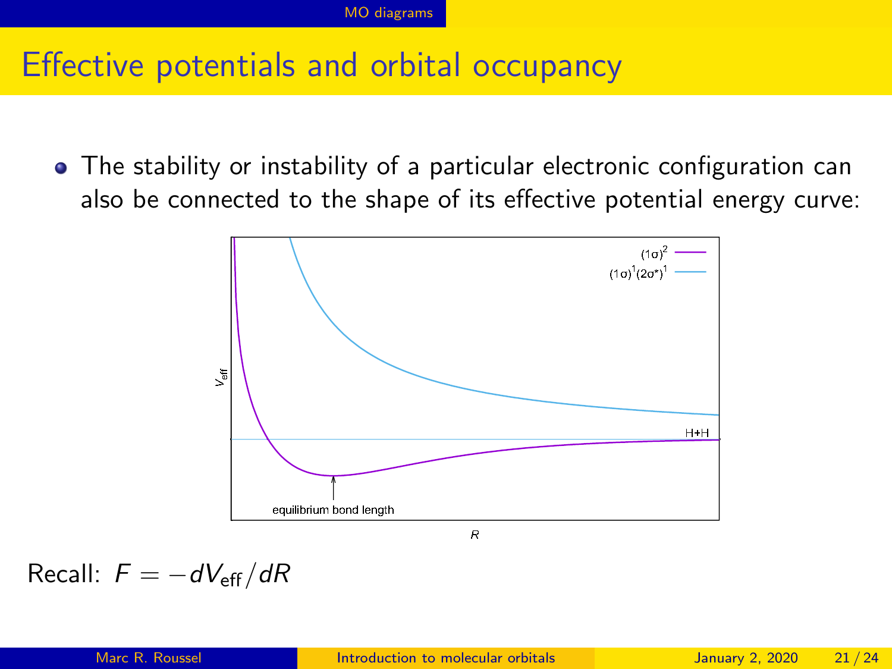# Effective potentials and orbital occupancy

- The stability or instability of a particular electronic configuration can also be connected to the shape of its effective potential energy curve:

Recall: $F = -dV_{\text{eff}}/dR$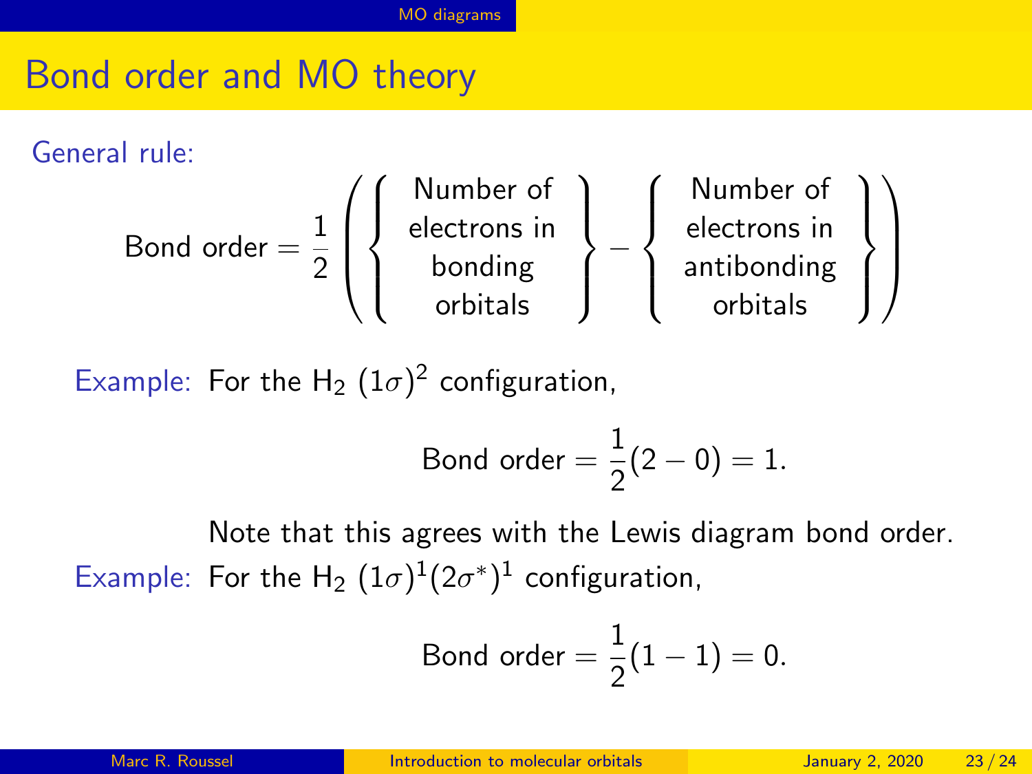# Bond order and MO theory

General rule:

$$\text{Bond order} = \frac{1}{2}\left(\left\{\begin{array}{c}\text{Number of}\\ \text{electrons in}\\ \text{bonding}\\ \text{orbitals}\end{array}\right\} - \left\{\begin{array}{c}\text{Number of}\\ \text{electrons in}\\ \text{antibonding}\\ \text{orbitals}\end{array}\right\}\right)$$

Example: For the $H_2$ $(1\sigma)^2$ configuration,

$$\text{Bond order} = \frac{1}{2}(2-0) = 1.$$

Note that this agrees with the Lewis diagram bond order.

Example: For the $H_2$ $(1\sigma)^1(2\sigma^*)^1$ configuration,

$$\text{Bond order} = \frac{1}{2}(1-1) = 0.$$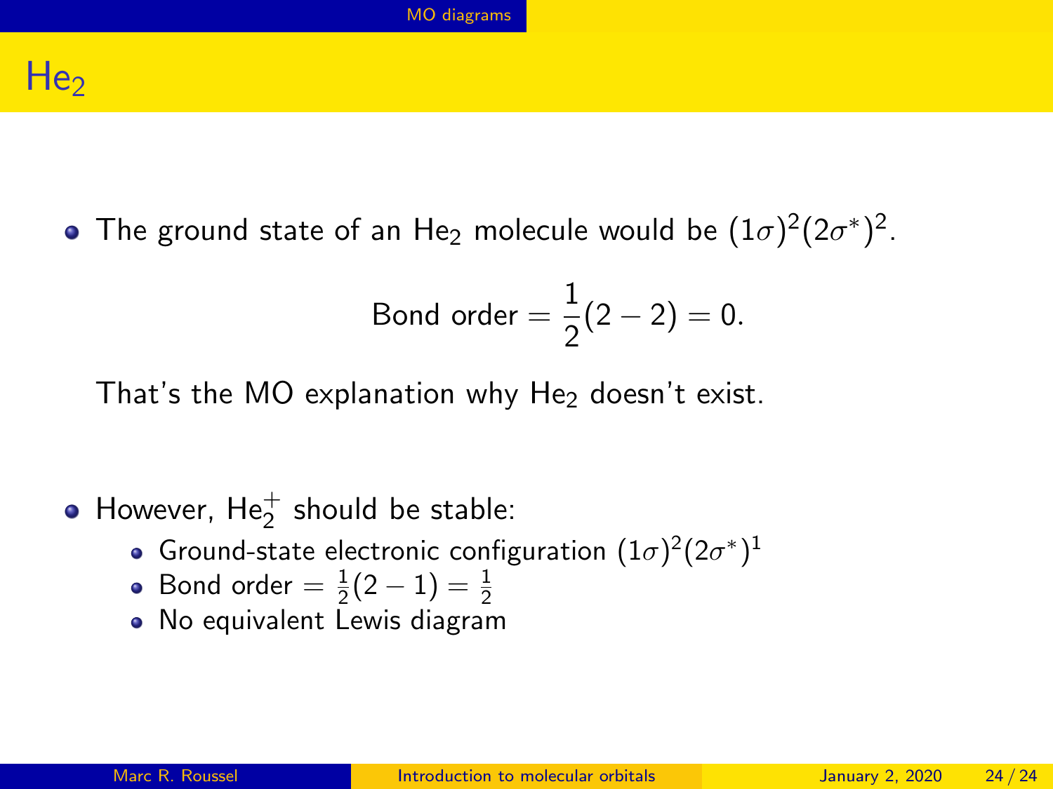# $He_2$

- The ground state of an $He_2$ molecule would be $(1\sigma)^2(2\sigma^*)^2$.

$$\text{Bond order} = \frac{1}{2}(2-2) = 0.$$

That's the MO explanation why $He_2$ doesn't exist.

- However, $He_2^+$ should be stable:
  - Ground-state electronic configuration $(1\sigma)^2(2\sigma^*)^1$
  - Bond order $= \frac{1}{2}(2-1) = \frac{1}{2}$
  - No equivalent Lewis diagram